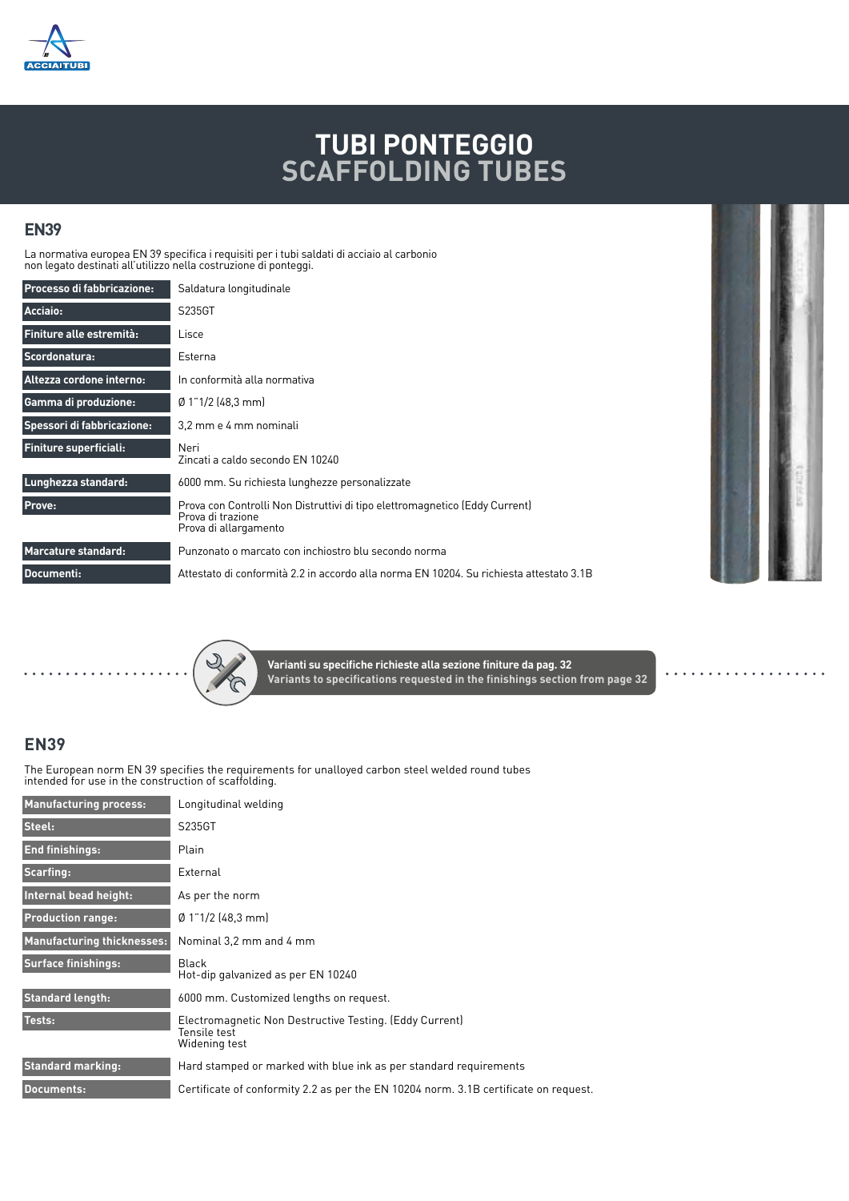# TUBI PONTEGGIO
# SCAFFOLDING TUBES

## EN39

La normativa europea EN 39 specifica i requisiti per i tubi saldati di acciaio al carbonio non legato destinati all'utilizzo nella costruzione di ponteggi.

| | |
|---|---|
| **Processo di fabbricazione:** | Saldatura longitudinale |
| **Acciaio:** | S235GT |
| **Finiture alle estremità:** | Lisce |
| **Scordonatura:** | Esterna |
| **Altezza cordone interno:** | In conformità alla normativa |
| **Gamma di produzione:** | Ø 1"1/2 (48,3 mm) |
| **Spessori di fabbricazione:** | 3,2 mm e 4 mm nominali |
| **Finiture superficiali:** | Neri<br>Zincati a caldo secondo EN 10240 |
| **Lunghezza standard:** | 6000 mm. Su richiesta lunghezze personalizzate |
| **Prove:** | Prova con Controlli Non Distruttivi di tipo elettromagnetico (Eddy Current)<br>Prova di trazione<br>Prova di allargamento |
| **Marcature standard:** | Punzonato o marcato con inchiostro blu secondo norma |
| **Documenti:** | Attestato di conformità 2.2 in accordo alla norma EN 10204. Su richiesta attestato 3.1B |

**Varianti su specifiche richieste alla sezione finiture da pag. 32**
**Variants to specifications requested in the finishings section from page 32**

## EN39

The European norm EN 39 specifies the requirements for unalloyed carbon steel welded round tubes intended for use in the construction of scaffolding.

| | |
|---|---|
| **Manufacturing process:** | Longitudinal welding |
| **Steel:** | S235GT |
| **End finishings:** | Plain |
| **Scarfing:** | External |
| **Internal bead height:** | As per the norm |
| **Production range:** | Ø 1"1/2 (48,3 mm) |
| **Manufacturing thicknesses:** | Nominal 3,2 mm and 4 mm |
| **Surface finishings:** | Black<br>Hot-dip galvanized as per EN 10240 |
| **Standard length:** | 6000 mm. Customized lengths on request. |
| **Tests:** | Electromagnetic Non Destructive Testing. (Eddy Current)<br>Tensile test<br>Widening test |
| **Standard marking:** | Hard stamped or marked with blue ink as per standard requirements |
| **Documents:** | Certificate of conformity 2.2 as per the EN 10204 norm. 3.1B certificate on request. |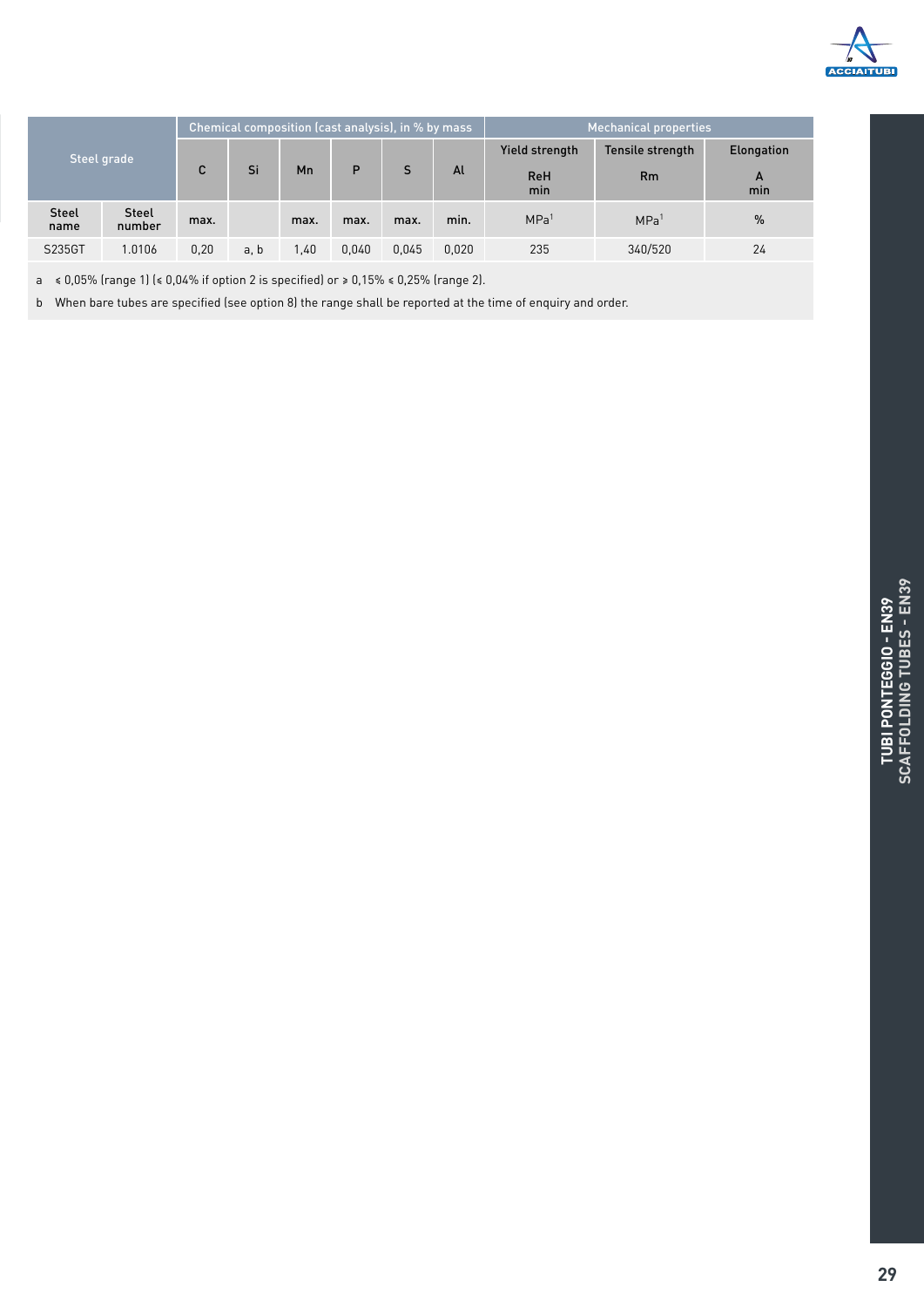| Steel grade | | Chemical composition (cast analysis), in % by mass | | | | | | Mechanical properties | | |
|---|---|---|---|---|---|---|---|---|---|---|
| | | C | Si | Mn | P | S | Al | Yield strength ReH min | Tensile strength Rm | Elongation A min |
| Steel name | Steel number | max. | | max. | max. | max. | min. | MPa[1] | MPa[1] | % |
| S235GT | 1.0106 | 0,20 | a, b | 1,40 | 0,040 | 0,045 | 0,020 | 235 | 340/520 | 24 |

a ≤ 0,05% (range 1) (≤ 0,04% if option 2 is specified) or ≥ 0,15% ≤ 0,25% (range 2).

b When bare tubes are specified (see option 8) the range shall be reported at the time of enquiry and order.

TUBI PONTEGGIO - EN39
SCAFFOLDING TUBES - EN39